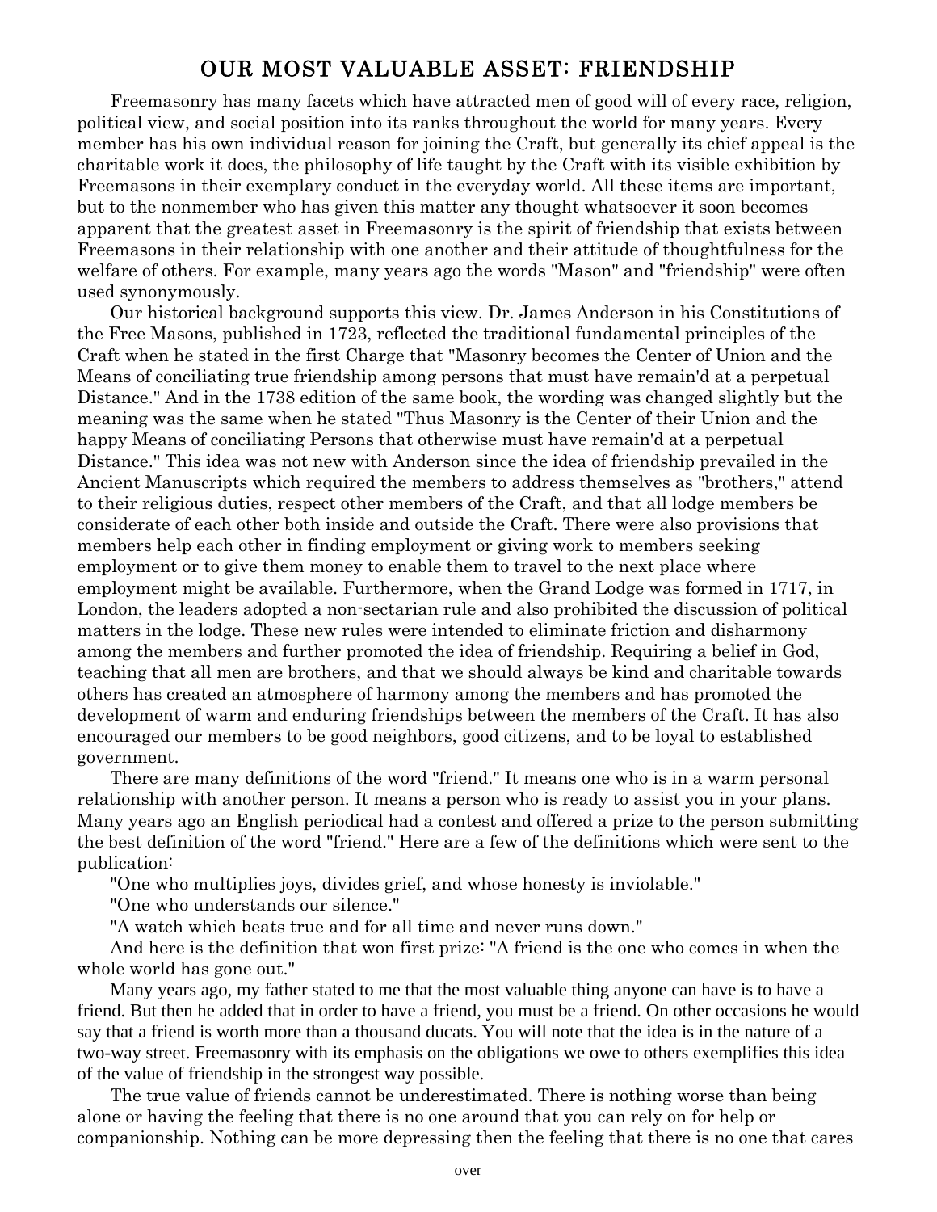# OUR MOST VALUABLE ASSET: FRIENDSHIP

Freemasonry has many facets which have attracted men of good will of every race, religion, political view, and social position into its ranks throughout the world for many years. Every member has his own individual reason for joining the Craft, but generally its chief appeal is the charitable work it does, the philosophy of life taught by the Craft with its visible exhibition by Freemasons in their exemplary conduct in the everyday world. All these items are important, but to the nonmember who has given this matter any thought whatsoever it soon becomes apparent that the greatest asset in Freemasonry is the spirit of friendship that exists between Freemasons in their relationship with one another and their attitude of thoughtfulness for the welfare of others. For example, many years ago the words "Mason" and "friendship" were often used synonymously.

Our historical background supports this view. Dr. James Anderson in his Constitutions of the Free Masons, published in 1723, reflected the traditional fundamental principles of the Craft when he stated in the first Charge that "Masonry becomes the Center of Union and the Means of conciliating true friendship among persons that must have remain'd at a perpetual Distance." And in the 1738 edition of the same book, the wording was changed slightly but the meaning was the same when he stated "Thus Masonry is the Center of their Union and the happy Means of conciliating Persons that otherwise must have remain'd at a perpetual Distance." This idea was not new with Anderson since the idea of friendship prevailed in the Ancient Manuscripts which required the members to address themselves as "brothers," attend to their religious duties, respect other members of the Craft, and that all lodge members be considerate of each other both inside and outside the Craft. There were also provisions that members help each other in finding employment or giving work to members seeking employment or to give them money to enable them to travel to the next place where employment might be available. Furthermore, when the Grand Lodge was formed in 1717, in London, the leaders adopted a non-sectarian rule and also prohibited the discussion of political matters in the lodge. These new rules were intended to eliminate friction and disharmony among the members and further promoted the idea of friendship. Requiring a belief in God, teaching that all men are brothers, and that we should always be kind and charitable towards others has created an atmosphere of harmony among the members and has promoted the development of warm and enduring friendships between the members of the Craft. It has also encouraged our members to be good neighbors, good citizens, and to be loyal to established government.

There are many definitions of the word "friend." It means one who is in a warm personal relationship with another person. It means a person who is ready to assist you in your plans. Many years ago an English periodical had a contest and offered a prize to the person submitting the best definition of the word "friend." Here are a few of the definitions which were sent to the publication:

"One who multiplies joys, divides grief, and whose honesty is inviolable."

"One who understands our silence."

"A watch which beats true and for all time and never runs down."

And here is the definition that won first prize: "A friend is the one who comes in when the whole world has gone out."

Many years ago, my father stated to me that the most valuable thing anyone can have is to have a friend. But then he added that in order to have a friend, you must be a friend. On other occasions he would say that a friend is worth more than a thousand ducats. You will note that the idea is in the nature of a two-way street. Freemasonry with its emphasis on the obligations we owe to others exemplifies this idea of the value of friendship in the strongest way possible.

The true value of friends cannot be underestimated. There is nothing worse than being alone or having the feeling that there is no one around that you can rely on for help or companionship. Nothing can be more depressing then the feeling that there is no one that cares

over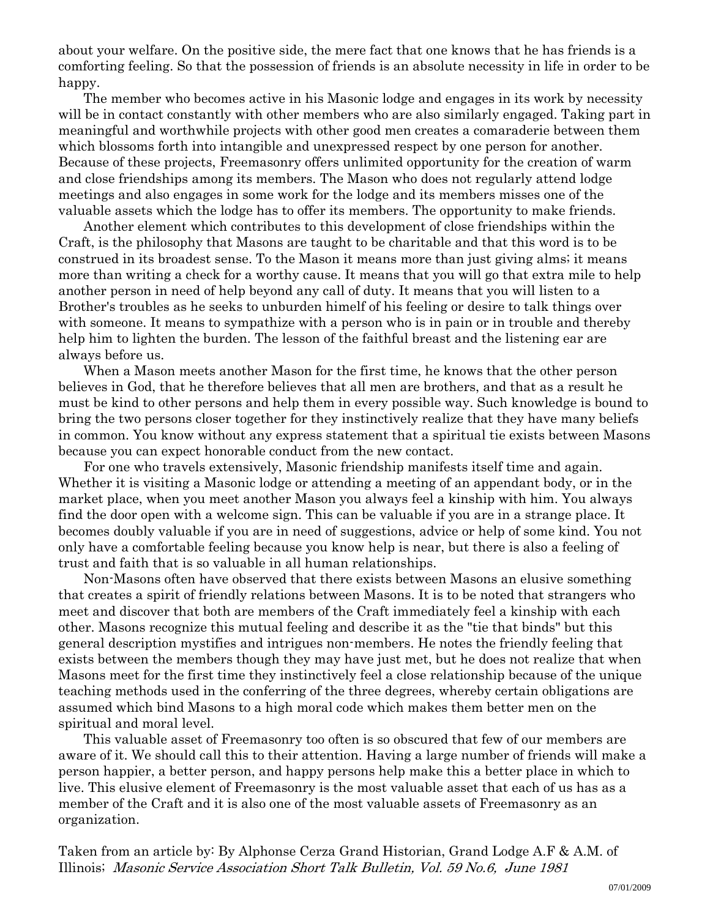about your welfare. On the positive side, the mere fact that one knows that he has friends is a comforting feeling. So that the possession of friends is an absolute necessity in life in order to be happy.

The member who becomes active in his Masonic lodge and engages in its work by necessity will be in contact constantly with other members who are also similarly engaged. Taking part in meaningful and worthwhile projects with other good men creates a comaraderie between them which blossoms forth into intangible and unexpressed respect by one person for another. Because of these projects, Freemasonry offers unlimited opportunity for the creation of warm and close friendships among its members. The Mason who does not regularly attend lodge meetings and also engages in some work for the lodge and its members misses one of the valuable assets which the lodge has to offer its members. The opportunity to make friends.

Another element which contributes to this development of close friendships within the Craft, is the philosophy that Masons are taught to be charitable and that this word is to be construed in its broadest sense. To the Mason it means more than just giving alms; it means more than writing a check for a worthy cause. It means that you will go that extra mile to help another person in need of help beyond any call of duty. It means that you will listen to a Brother's troubles as he seeks to unburden himelf of his feeling or desire to talk things over with someone. It means to sympathize with a person who is in pain or in trouble and thereby help him to lighten the burden. The lesson of the faithful breast and the listening ear are always before us.

When a Mason meets another Mason for the first time, he knows that the other person believes in God, that he therefore believes that all men are brothers, and that as a result he must be kind to other persons and help them in every possible way. Such knowledge is bound to bring the two persons closer together for they instinctively realize that they have many beliefs in common. You know without any express statement that a spiritual tie exists between Masons because you can expect honorable conduct from the new contact.

For one who travels extensively, Masonic friendship manifests itself time and again. Whether it is visiting a Masonic lodge or attending a meeting of an appendant body, or in the market place, when you meet another Mason you always feel a kinship with him. You always find the door open with a welcome sign. This can be valuable if you are in a strange place. It becomes doubly valuable if you are in need of suggestions, advice or help of some kind. You not only have a comfortable feeling because you know help is near, but there is also a feeling of trust and faith that is so valuable in all human relationships.

Non-Masons often have observed that there exists between Masons an elusive something that creates a spirit of friendly relations between Masons. It is to be noted that strangers who meet and discover that both are members of the Craft immediately feel a kinship with each other. Masons recognize this mutual feeling and describe it as the "tie that binds" but this general description mystifies and intrigues non-members. He notes the friendly feeling that exists between the members though they may have just met, but he does not realize that when Masons meet for the first time they instinctively feel a close relationship because of the unique teaching methods used in the conferring of the three degrees, whereby certain obligations are assumed which bind Masons to a high moral code which makes them better men on the spiritual and moral level.

This valuable asset of Freemasonry too often is so obscured that few of our members are aware of it. We should call this to their attention. Having a large number of friends will make a person happier, a better person, and happy persons help make this a better place in which to live. This elusive element of Freemasonry is the most valuable asset that each of us has as a member of the Craft and it is also one of the most valuable assets of Freemasonry as an organization.

Taken from an article by: By Alphonse Cerza Grand Historian, Grand Lodge A.F & A.M. of Illinois; *Masonic Service Association Short Talk Bulletin, Vol. 59 No.6, June 1981*

07/01/2009